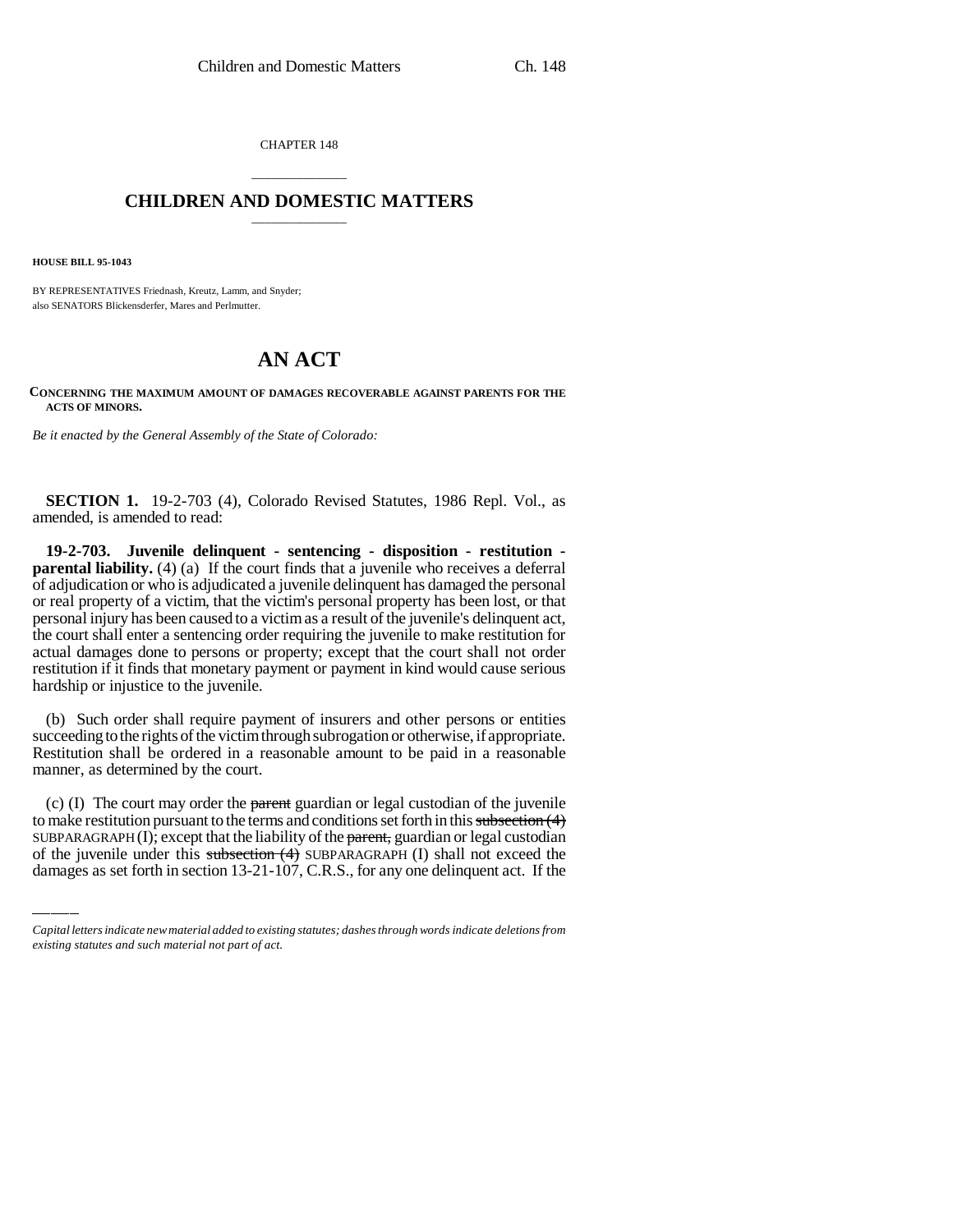CHAPTER 148

# CHILDREN AND DOMESTIC MATTERS

**HOUSE BILL 95-1043**

BY REPRESENTATIVES Friednash, Kreutz, Lamm, and Snyder;
also SENATORS Blickensderfer, Mares and Perlmutter.

# AN ACT

**CONCERNING THE MAXIMUM AMOUNT OF DAMAGES RECOVERABLE AGAINST PARENTS FOR THE ACTS OF MINORS.**

*Be it enacted by the General Assembly of the State of Colorado:*

**SECTION 1.** 19-2-703 (4), Colorado Revised Statutes, 1986 Repl. Vol., as amended, is amended to read:

**19-2-703. Juvenile delinquent - sentencing - disposition - restitution - parental liability.** (4) (a) If the court finds that a juvenile who receives a deferral of adjudication or who is adjudicated a juvenile delinquent has damaged the personal or real property of a victim, that the victim's personal property has been lost, or that personal injury has been caused to a victim as a result of the juvenile's delinquent act, the court shall enter a sentencing order requiring the juvenile to make restitution for actual damages done to persons or property; except that the court shall not order restitution if it finds that monetary payment or payment in kind would cause serious hardship or injustice to the juvenile.

(b) Such order shall require payment of insurers and other persons or entities succeeding to the rights of the victim through subrogation or otherwise, if appropriate. Restitution shall be ordered in a reasonable amount to be paid in a reasonable manner, as determined by the court.

(c) (I) The court may order the ~~parent~~ guardian or legal custodian of the juvenile to make restitution pursuant to the terms and conditions set forth in this ~~subsection (4)~~ SUBPARAGRAPH (I); except that the liability of the ~~parent,~~ guardian or legal custodian of the juvenile under this ~~subsection (4)~~ SUBPARAGRAPH (I) shall not exceed the damages as set forth in section 13-21-107, C.R.S., for any one delinquent act. If the

*Capital letters indicate new material added to existing statutes; dashes through words indicate deletions from existing statutes and such material not part of act.*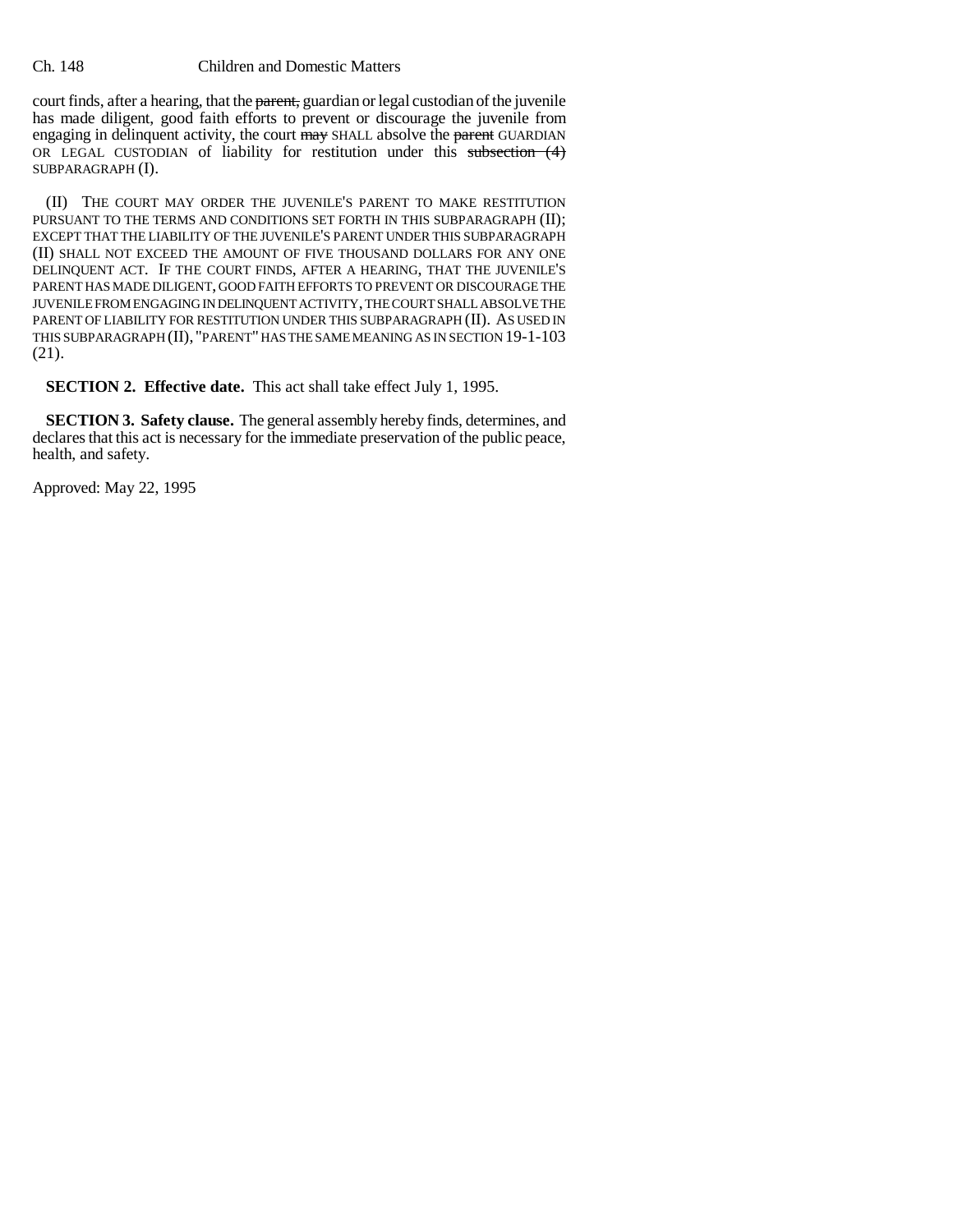court finds, after a hearing, that the ~~parent,~~ guardian or legal custodian of the juvenile has made diligent, good faith efforts to prevent or discourage the juvenile from engaging in delinquent activity, the court ~~may~~ SHALL absolve the ~~parent~~ GUARDIAN OR LEGAL CUSTODIAN of liability for restitution under this ~~subsection (4)~~ SUBPARAGRAPH (I).

(II) THE COURT MAY ORDER THE JUVENILE'S PARENT TO MAKE RESTITUTION PURSUANT TO THE TERMS AND CONDITIONS SET FORTH IN THIS SUBPARAGRAPH (II); EXCEPT THAT THE LIABILITY OF THE JUVENILE'S PARENT UNDER THIS SUBPARAGRAPH (II) SHALL NOT EXCEED THE AMOUNT OF FIVE THOUSAND DOLLARS FOR ANY ONE DELINQUENT ACT. IF THE COURT FINDS, AFTER A HEARING, THAT THE JUVENILE'S PARENT HAS MADE DILIGENT, GOOD FAITH EFFORTS TO PREVENT OR DISCOURAGE THE JUVENILE FROM ENGAGING IN DELINQUENT ACTIVITY, THE COURT SHALL ABSOLVE THE PARENT OF LIABILITY FOR RESTITUTION UNDER THIS SUBPARAGRAPH (II). AS USED IN THIS SUBPARAGRAPH (II), "PARENT" HAS THE SAME MEANING AS IN SECTION 19-1-103 (21).

**SECTION 2. Effective date.** This act shall take effect July 1, 1995.

**SECTION 3. Safety clause.** The general assembly hereby finds, determines, and declares that this act is necessary for the immediate preservation of the public peace, health, and safety.

Approved: May 22, 1995